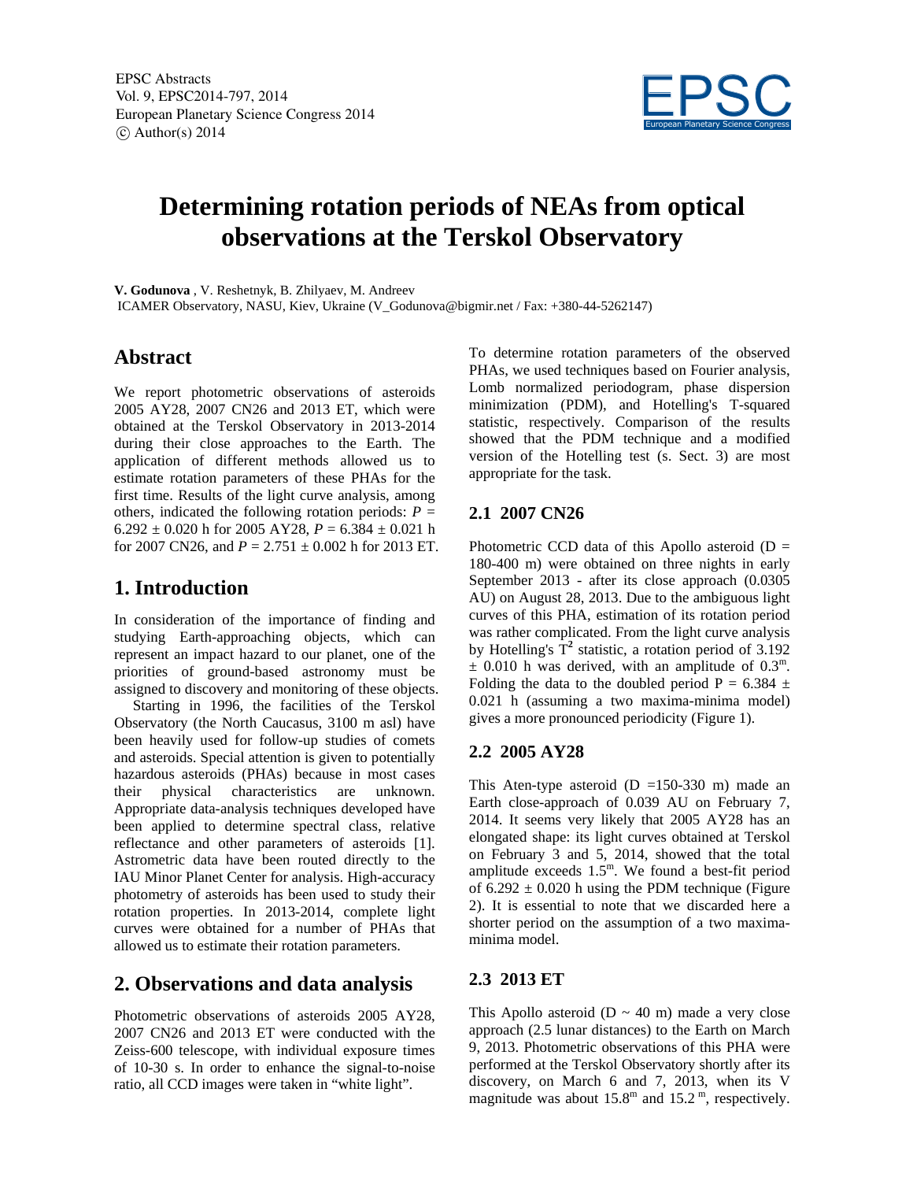# Determining rotation periods of NEAs from optical observations at the Terskol Observatory

**V. Godunova** , V. Reshetnyk, B. Zhilyaev, M. Andreev
ICAMER Observatory, NASU, Kiev, Ukraine (V_Godunova@bigmir.net / Fax: +380-44-5262147)

## Abstract

We report photometric observations of asteroids 2005 AY28, 2007 CN26 and 2013 ET, which were obtained at the Terskol Observatory in 2013-2014 during their close approaches to the Earth. The application of different methods allowed us to estimate rotation parameters of these PHAs for the first time. Results of the light curve analysis, among others, indicated the following rotation periods: $P = 6.292 \pm 0.020$ h for 2005 AY28, $P = 6.384 \pm 0.021$ h for 2007 CN26, and $P = 2.751 \pm 0.002$ h for 2013 ET.

## 1. Introduction

In consideration of the importance of finding and studying Earth-approaching objects, which can represent an impact hazard to our planet, one of the priorities of ground-based astronomy must be assigned to discovery and monitoring of these objects.

Starting in 1996, the facilities of the Terskol Observatory (the North Caucasus, 3100 m asl) have been heavily used for follow-up studies of comets and asteroids. Special attention is given to potentially hazardous asteroids (PHAs) because in most cases their physical characteristics are unknown. Appropriate data-analysis techniques developed have been applied to determine spectral class, relative reflectance and other parameters of asteroids [1]. Astrometric data have been routed directly to the IAU Minor Planet Center for analysis. High-accuracy photometry of asteroids has been used to study their rotation properties. In 2013-2014, complete light curves were obtained for a number of PHAs that allowed us to estimate their rotation parameters.

## 2. Observations and data analysis

Photometric observations of asteroids 2005 AY28, 2007 CN26 and 2013 ET were conducted with the Zeiss-600 telescope, with individual exposure times of 10-30 s. In order to enhance the signal-to-noise ratio, all CCD images were taken in "white light".

To determine rotation parameters of the observed PHAs, we used techniques based on Fourier analysis, Lomb normalized periodogram, phase dispersion minimization (PDM), and Hotelling's T-squared statistic, respectively. Comparison of the results showed that the PDM technique and a modified version of the Hotelling test (s. Sect. 3) are most appropriate for the task.

### 2.1 2007 CN26

Photometric CCD data of this Apollo asteroid (D = 180-400 m) were obtained on three nights in early September 2013 - after its close approach (0.0305 AU) on August 28, 2013. Due to the ambiguous light curves of this PHA, estimation of its rotation period was rather complicated. From the light curve analysis by Hotelling's $T^2$ statistic, a rotation period of 3.192 $\pm$ 0.010 h was derived, with an amplitude of $0.3^m$. Folding the data to the doubled period $P = 6.384 \pm 0.021$ h (assuming a two maxima-minima model) gives a more pronounced periodicity (Figure 1).

### 2.2 2005 AY28

This Aten-type asteroid (D =150-330 m) made an Earth close-approach of 0.039 AU on February 7, 2014. It seems very likely that 2005 AY28 has an elongated shape: its light curves obtained at Terskol on February 3 and 5, 2014, showed that the total amplitude exceeds $1.5^m$. We found a best-fit period of $6.292 \pm 0.020$ h using the PDM technique (Figure 2). It is essential to note that we discarded here a shorter period on the assumption of a two maxima-minima model.

### 2.3 2013 ET

This Apollo asteroid (D ~ 40 m) made a very close approach (2.5 lunar distances) to the Earth on March 9, 2013. Photometric observations of this PHA were performed at the Terskol Observatory shortly after its discovery, on March 6 and 7, 2013, when its V magnitude was about $15.8^m$ and $15.2^m$, respectively.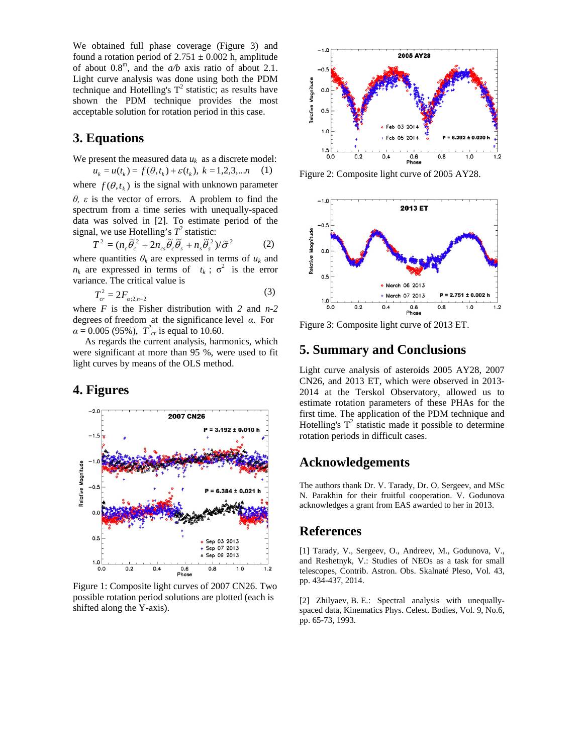We obtained full phase coverage (Figure 3) and found a rotation period of 2.751 ± 0.002 h, amplitude of about $0.8^m$, and the *a/b* axis ratio of about 2.1. Light curve analysis was done using both the PDM technique and Hotelling's $T^2$ statistic; as results have shown the PDM technique provides the most acceptable solution for rotation period in this case.

## 3. Equations

We present the measured data $u_k$ as a discrete model:

$$u_k = u(t_k) = f(\theta, t_k) + \varepsilon(t_k),\ k = 1,2,3,...n \quad (1)$$

where $f(\theta, t_k)$ is the signal with unknown parameter $\theta$, $\varepsilon$ is the vector of errors. A problem to find the spectrum from a time series with unequally-spaced data was solved in [2]. To estimate period of the signal, we use Hotelling's $T^2$ statistic:

$$T^2 = (n_c\tilde{\theta}_c^2 + 2n_{cs}\tilde{\theta}_c\tilde{\theta}_s + n_s\tilde{\theta}_s^2)/\tilde{\sigma}^2 \quad (2)$$

where quantities $\theta_k$ are expressed in terms of $u_k$ and $n_k$ are expressed in terms of $t_k$ ; $\sigma^2$ is the error variance. The critical value is

$$T_{cr}^2 = 2F_{\alpha;2,n-2} \quad (3)$$

where $F$ is the Fisher distribution with *2* and *n-2* degrees of freedom at the significance level $\alpha$. For $\alpha = 0.005$ (95%), $T^2_{cr}$ is equal to 10.60.

As regards the current analysis, harmonics, which were significant at more than 95 %, were used to fit light curves by means of the OLS method.

## 4. Figures

2007 CN26
P = 3.192 ± 0.010 h
P = 6.384 ± 0.021 h
Sep 03 2013
Sep 07 2013
Sep 09 2013
Relative Magnitude
Phase

Figure 1: Composite light curves of 2007 CN26. Two possible rotation period solutions are plotted (each is shifted along the Y-axis).

2005 AY28
Feb 03 2014
Feb 05 2014
P = 6.292 ± 0.020 h
Relative Magnitude
Phase

Figure 2: Composite light curve of 2005 AY28.

2013 ET
March 06 2013
March 07 2013
P = 2.751 ± 0.002 h
Relative Magnitude
Phase

Figure 3: Composite light curve of 2013 ET.

## 5. Summary and Conclusions

Light curve analysis of asteroids 2005 AY28, 2007 CN26, and 2013 ET, which were observed in 2013-2014 at the Terskol Observatory, allowed us to estimate rotation parameters of these PHAs for the first time. The application of the PDM technique and Hotelling's $T^2$ statistic made it possible to determine rotation periods in difficult cases.

## Acknowledgements

The authors thank Dr. V. Tarady, Dr. O. Sergeev, and MSc N. Parakhin for their fruitful cooperation. V. Godunova acknowledges a grant from EAS awarded to her in 2013.

## References

[1] Tarady, V., Sergeev, O., Andreev, M., Godunova, V., and Reshetnyk, V.: Studies of NEOs as a task for small telescopes, Contrib. Astron. Obs. Skalnaté Pleso, Vol. 43, pp. 434-437, 2014.

[2] Zhilyaev, B. E.: Spectral analysis with unequally-spaced data, Kinematics Phys. Celest. Bodies, Vol. 9, No.6, pp. 65-73, 1993.